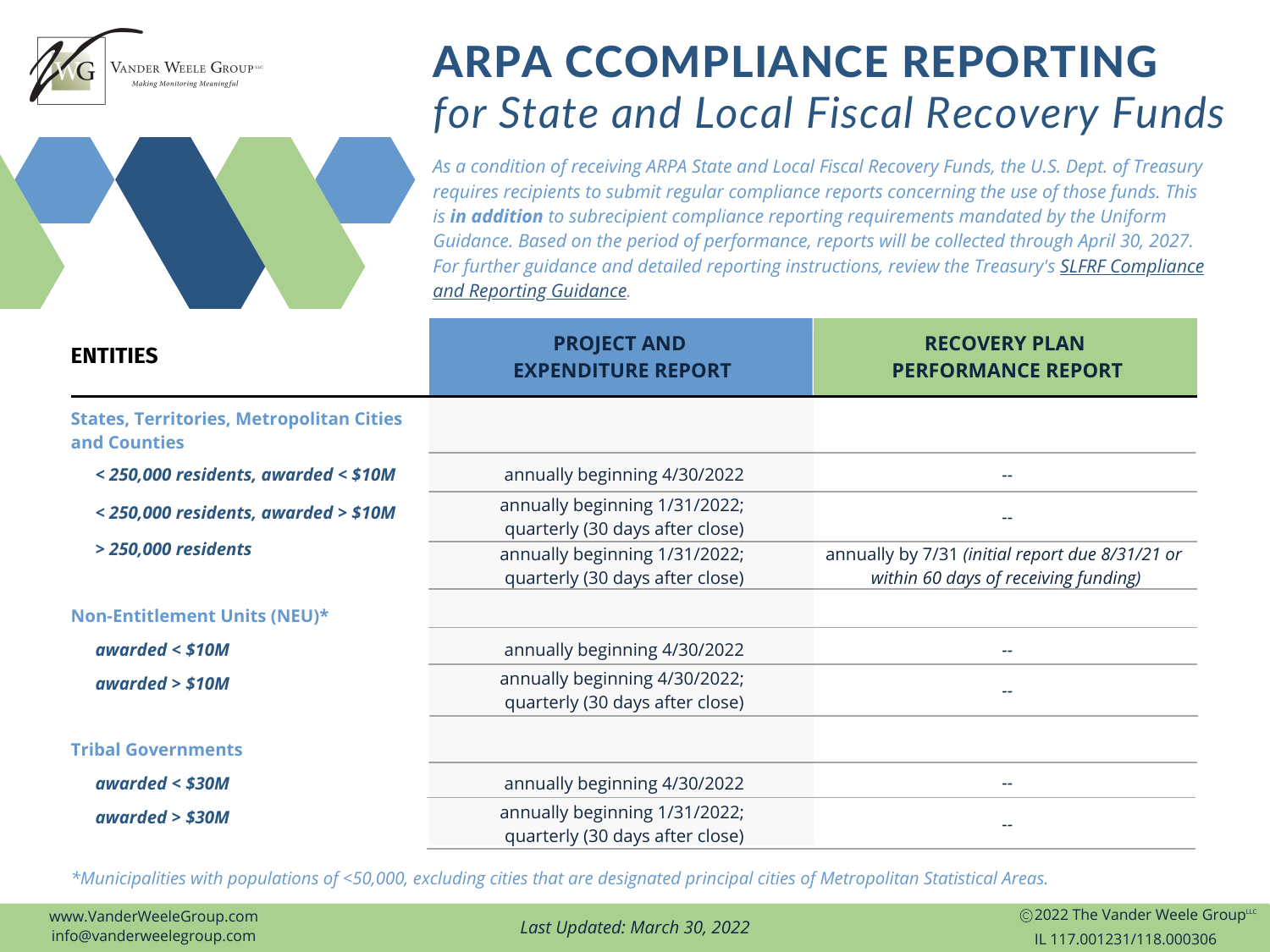VANDER WEELE GROUP LLC
*Making Monitoring Meaningful*

# ARPA CCOMPLIANCE REPORTING
## *for State and Local Fiscal Recovery Funds*

*As a condition of receiving ARPA State and Local Fiscal Recovery Funds, the U.S. Dept. of Treasury requires recipients to submit regular compliance reports concerning the use of those funds. This is **in addition** to subrecipient compliance reporting requirements mandated by the Uniform Guidance. Based on the period of performance, reports will be collected through April 30, 2027. For further guidance and detailed reporting instructions, review the Treasury's SLFRF Compliance and Reporting Guidance.*

| ENTITIES | PROJECT AND EXPENDITURE REPORT | RECOVERY PLAN PERFORMANCE REPORT |
|---|---|---|
| **States, Territories, Metropolitan Cities and Counties** | | |
| ***< 250,000 residents, awarded < $10M*** | annually beginning 4/30/2022 | -- |
| ***< 250,000 residents, awarded > $10M*** | annually beginning 1/31/2022; quarterly (30 days after close) | -- |
| ***> 250,000 residents*** | annually beginning 1/31/2022; quarterly (30 days after close) | annually by 7/31 *(initial report due 8/31/21 or within 60 days of receiving funding)* |
| **Non-Entitlement Units (NEU)*** | | |
| ***awarded < $10M*** | annually beginning 4/30/2022 | -- |
| ***awarded > $10M*** | annually beginning 4/30/2022; quarterly (30 days after close) | -- |
| **Tribal Governments** | | |
| ***awarded < $30M*** | annually beginning 4/30/2022 | -- |
| ***awarded > $30M*** | annually beginning 1/31/2022; quarterly (30 days after close) | -- |

**Municipalities with populations of <50,000, excluding cities that are designated principal cities of Metropolitan Statistical Areas.*

www.VanderWeeleGroup.com
info@vanderweelegroup.com

*Last Updated: March 30, 2022*

©2022 The Vander Weele Group LLC
IL 117.001231/118.000306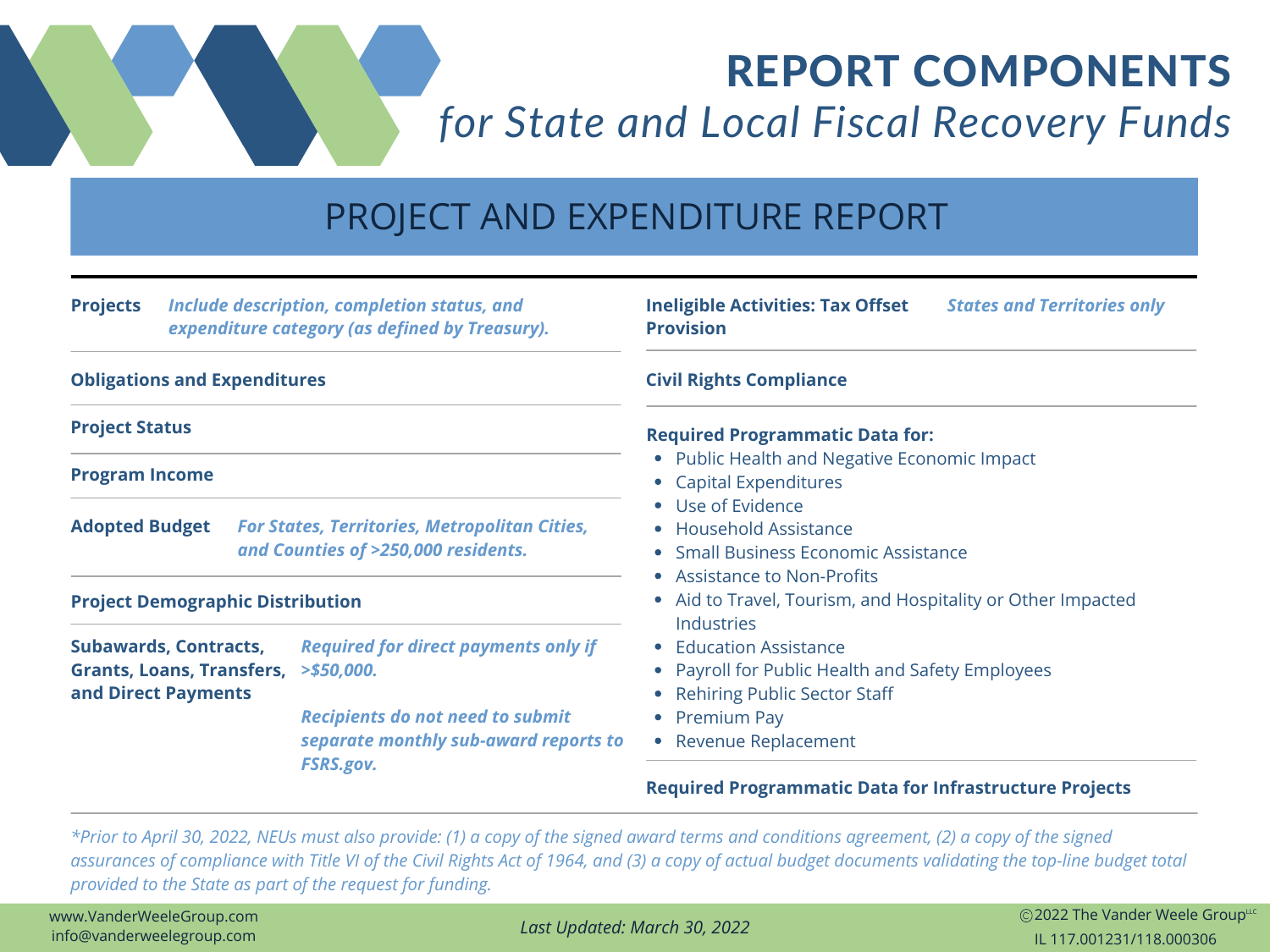# REPORT COMPONENTS

*for State and Local Fiscal Recovery Funds*

## PROJECT AND EXPENDITURE REPORT

**Projects** *Include description, completion status, and expenditure category (as defined by Treasury).*

**Obligations and Expenditures**

**Project Status**

**Program Income**

**Adopted Budget** *For States, Territories, Metropolitan Cities, and Counties of >250,000 residents.*

**Project Demographic Distribution**

**Subawards, Contracts, Grants, Loans, Transfers, and Direct Payments** *Required for direct payments only if >$50,000.*

*Recipients do not need to submit separate monthly sub-award reports to FSRS.gov.*

**Ineligible Activities: Tax Offset Provision** *States and Territories only*

**Civil Rights Compliance**

**Required Programmatic Data for:**

- Public Health and Negative Economic Impact
- Capital Expenditures
- Use of Evidence
- Household Assistance
- Small Business Economic Assistance
- Assistance to Non-Profits
- Aid to Travel, Tourism, and Hospitality or Other Impacted Industries
- Education Assistance
- Payroll for Public Health and Safety Employees
- Rehiring Public Sector Staff
- Premium Pay
- Revenue Replacement

**Required Programmatic Data for Infrastructure Projects**

*\*Prior to April 30, 2022, NEUs must also provide: (1) a copy of the signed award terms and conditions agreement, (2) a copy of the signed assurances of compliance with Title VI of the Civil Rights Act of 1964, and (3) a copy of actual budget documents validating the top-line budget total provided to the State as part of the request for funding.*

www.VanderWeeleGroup.com
info@vanderweelegroup.com

*Last Updated: March 30, 2022*

©2022 The Vander Weele Group LLC
IL 117.001231/118.000306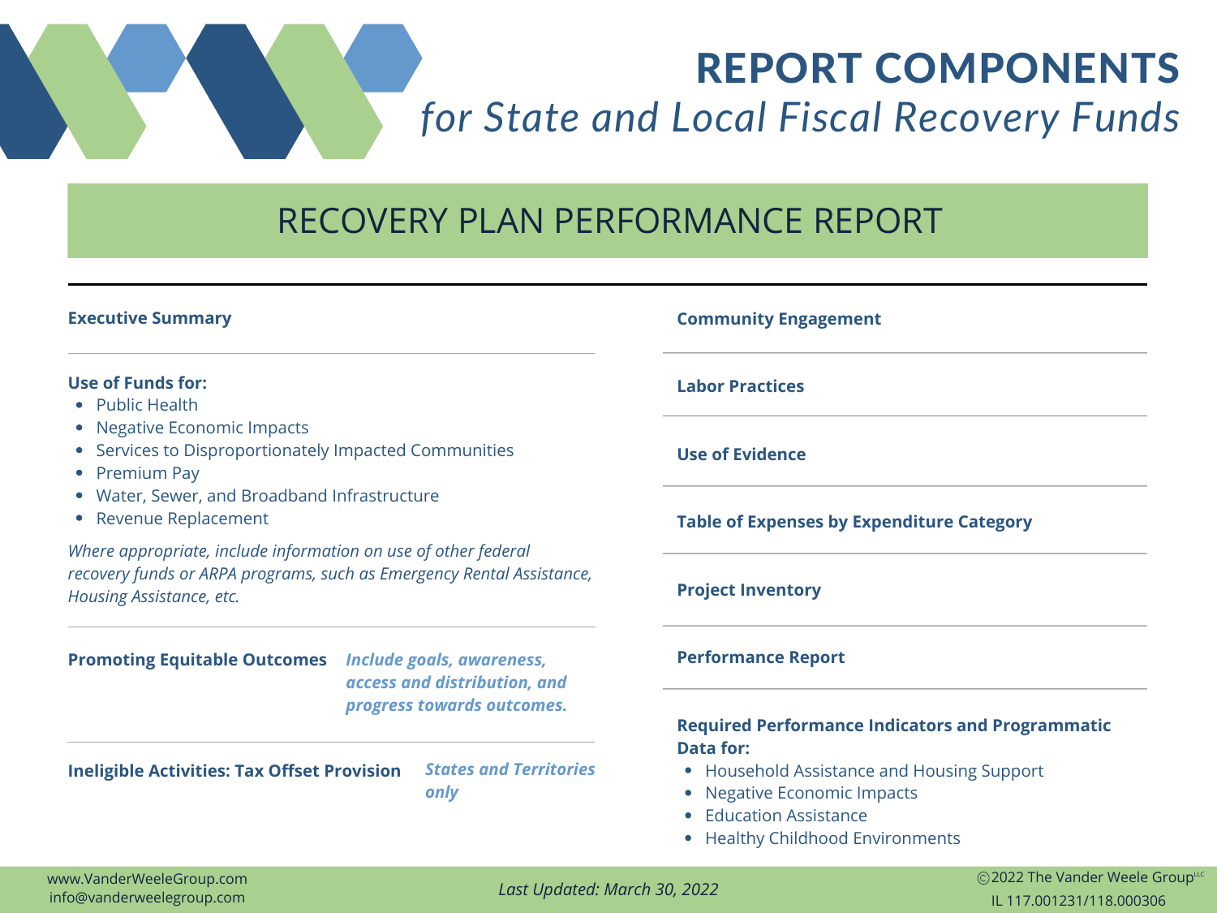# REPORT COMPONENTS

*for State and Local Fiscal Recovery Funds*

## RECOVERY PLAN PERFORMANCE REPORT

**Executive Summary**

**Use of Funds for:**

- Public Health
- Negative Economic Impacts
- Services to Disproportionately Impacted Communities
- Premium Pay
- Water, Sewer, and Broadband Infrastructure
- Revenue Replacement

*Where appropriate, include information on use of other federal recovery funds or ARPA programs, such as Emergency Rental Assistance, Housing Assistance, etc.*

**Promoting Equitable Outcomes** ***Include goals, awareness, access and distribution, and progress towards outcomes.***

**Ineligible Activities: Tax Offset Provision** ***States and Territories only***

**Community Engagement**

**Labor Practices**

**Use of Evidence**

**Table of Expenses by Expenditure Category**

**Project Inventory**

**Performance Report**

**Required Performance Indicators and Programmatic Data for:**

- Household Assistance and Housing Support
- Negative Economic Impacts
- Education Assistance
- Healthy Childhood Environments

www.VanderWeeleGroup.com
info@vanderweelegroup.com

*Last Updated: March 30, 2022*

©2022 The Vander Weele Group LLC
IL 117.001231/118.000306